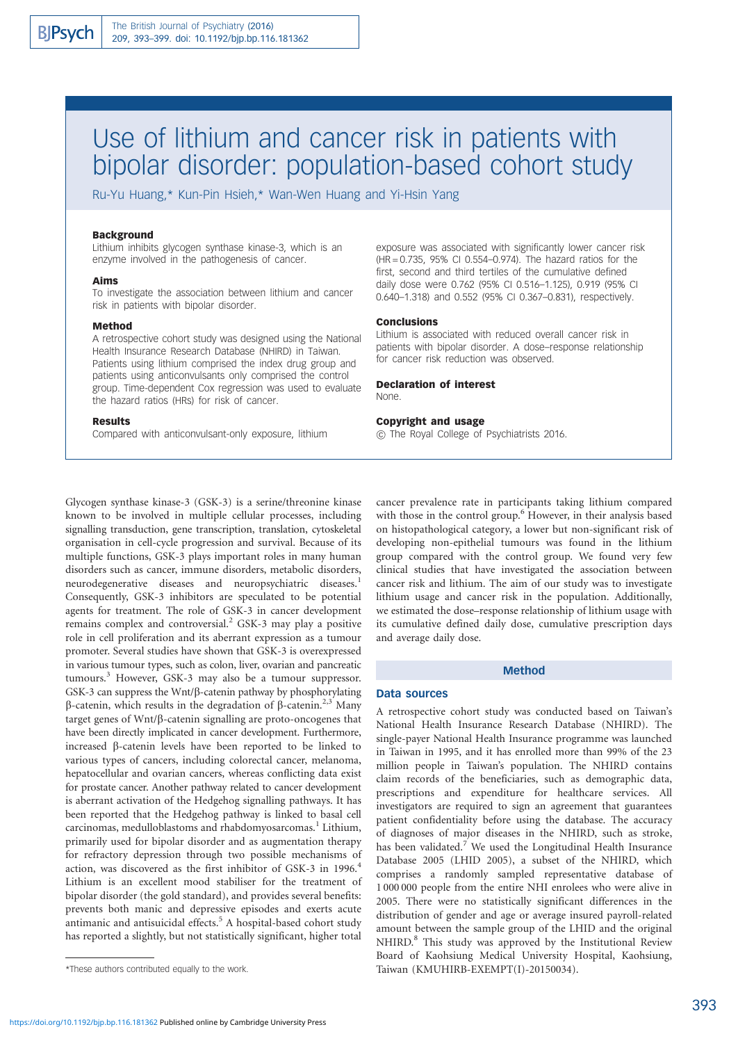# Use of lithium and cancer risk in patients with bipolar disorder: population-based cohort study

Ru-Yu Huang,* Kun-Pin Hsieh,* Wan-Wen Huang and Yi-Hsin Yang

### Background

Lithium inhibits glycogen synthase kinase-3, which is an enzyme involved in the pathogenesis of cancer.

### Aims

To investigate the association between lithium and cancer risk in patients with bipolar disorder.

### Method

A retrospective cohort study was designed using the National Health Insurance Research Database (NHIRD) in Taiwan. Patients using lithium comprised the index drug group and patients using anticonvulsants only comprised the control group. Time-dependent Cox regression was used to evaluate the hazard ratios (HRs) for risk of cancer.

### Results

Compared with anticonvulsant-only exposure, lithium exposure was associated with significantly lower cancer risk (HR = 0.735, 95% CI 0.554–0.974). The hazard ratios for the first, second and third tertiles of the cumulative defined daily dose were 0.762 (95% CI 0.516–1.125), 0.919 (95% CI 0.640–1.318) and 0.552 (95% CI 0.367–0.831), respectively.

### Conclusions

Lithium is associated with reduced overall cancer risk in patients with bipolar disorder. A dose–response relationship for cancer risk reduction was observed.

### Declaration of interest

None.

### Copyright and usage

© The Royal College of Psychiatrists 2016.

Glycogen synthase kinase-3 (GSK-3) is a serine/threonine kinase known to be involved in multiple cellular processes, including signalling transduction, gene transcription, translation, cytoskeletal organisation in cell-cycle progression and survival. Because of its multiple functions, GSK-3 plays important roles in many human disorders such as cancer, immune disorders, metabolic disorders, neurodegenerative diseases and neuropsychiatric diseases.[1] Consequently, GSK-3 inhibitors are speculated to be potential agents for treatment. The role of GSK-3 in cancer development remains complex and controversial.[2] GSK-3 may play a positive role in cell proliferation and its aberrant expression as a tumour promoter. Several studies have shown that GSK-3 is overexpressed in various tumour types, such as colon, liver, ovarian and pancreatic tumours.[3] However, GSK-3 may also be a tumour suppressor. GSK-3 can suppress the Wnt/β-catenin pathway by phosphorylating β-catenin, which results in the degradation of β-catenin.[2,3] Many target genes of Wnt/β-catenin signalling are proto-oncogenes that have been directly implicated in cancer development. Furthermore, increased β-catenin levels have been reported to be linked to various types of cancers, including colorectal cancer, melanoma, hepatocellular and ovarian cancers, whereas conflicting data exist for prostate cancer. Another pathway related to cancer development is aberrant activation of the Hedgehog signalling pathways. It has been reported that the Hedgehog pathway is linked to basal cell carcinomas, medulloblastoms and rhabdomyosarcomas.[1] Lithium, primarily used for bipolar disorder and as augmentation therapy for refractory depression through two possible mechanisms of action, was discovered as the first inhibitor of GSK-3 in 1996.[4] Lithium is an excellent mood stabiliser for the treatment of bipolar disorder (the gold standard), and provides several benefits: prevents both manic and depressive episodes and exerts acute antimanic and antisuicidal effects.[5] A hospital-based cohort study has reported a slightly, but not statistically significant, higher total cancer prevalence rate in participants taking lithium compared with those in the control group.[6] However, in their analysis based on histopathological category, a lower but non-significant risk of developing non-epithelial tumours was found in the lithium group compared with the control group. We found very few clinical studies that have investigated the association between cancer risk and lithium. The aim of our study was to investigate lithium usage and cancer risk in the population. Additionally, we estimated the dose–response relationship of lithium usage with its cumulative defined daily dose, cumulative prescription days and average daily dose.

*These authors contributed equally to the work.

## Method

### Data sources

A retrospective cohort study was conducted based on Taiwan's National Health Insurance Research Database (NHIRD). The single-payer National Health Insurance programme was launched in Taiwan in 1995, and it has enrolled more than 99% of the 23 million people in Taiwan's population. The NHIRD contains claim records of the beneficiaries, such as demographic data, prescriptions and expenditure for healthcare services. All investigators are required to sign an agreement that guarantees patient confidentiality before using the database. The accuracy of diagnoses of major diseases in the NHIRD, such as stroke, has been validated.[7] We used the Longitudinal Health Insurance Database 2005 (LHID 2005), a subset of the NHIRD, which comprises a randomly sampled representative database of 1 000 000 people from the entire NHI enrolees who were alive in 2005. There were no statistically significant differences in the distribution of gender and age or average insured payroll-related amount between the sample group of the LHID and the original NHIRD.[8] This study was approved by the Institutional Review Board of Kaohsiung Medical University Hospital, Kaohsiung, Taiwan (KMUHIRB-EXEMPT(I)-20150034).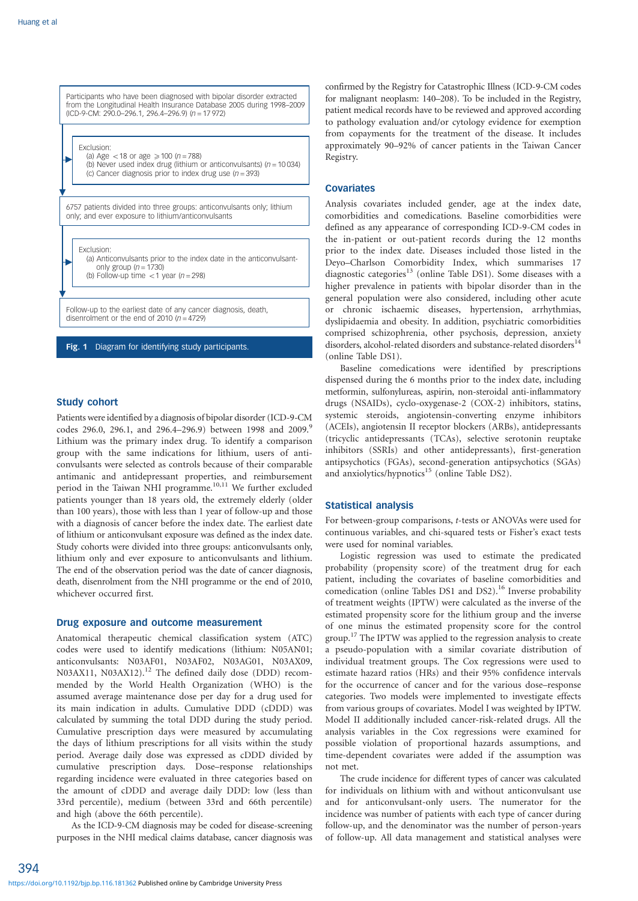Participants who have been diagnosed with bipolar disorder extracted from the Longitudinal Health Insurance Database 2005 during 1998–2009 (ICD-9-CM: 290.0–296.1, 296.4–296.9) ($n = 17\,972$)

Exclusion:
(a) Age <18 or age ⩾100 ($n = 788$)
(b) Never used index drug (lithium or anticonvulsants) ($n = 10\,034$)
(c) Cancer diagnosis prior to index drug use ($n = 393$)

6757 patients divided into three groups: anticonvulsants only; lithium only; and ever exposure to lithium/anticonvulsants

Exclusion:
(a) Anticonvulsants prior to the index date in the anticonvulsant-only group ($n = 1730$)
(b) Follow-up time <1 year ($n = 298$)

Follow-up to the earliest date of any cancer diagnosis, death, disenrolment or the end of 2010 ($n = 4729$)

**Fig. 1** Diagram for identifying study participants.

### Study cohort

Patients were identified by a diagnosis of bipolar disorder (ICD-9-CM codes 296.0, 296.1, and 296.4–296.9) between 1998 and 2009.[9] Lithium was the primary index drug. To identify a comparison group with the same indications for lithium, users of anticonvulsants were selected as controls because of their comparable antimanic and antidepressant properties, and reimbursement period in the Taiwan NHI programme.[10,11] We further excluded patients younger than 18 years old, the extremely elderly (older than 100 years), those with less than 1 year of follow-up and those with a diagnosis of cancer before the index date. The earliest date of lithium or anticonvulsant exposure was defined as the index date. Study cohorts were divided into three groups: anticonvulsants only, lithium only and ever exposure to anticonvulsants and lithium. The end of the observation period was the date of cancer diagnosis, death, disenrolment from the NHI programme or the end of 2010, whichever occurred first.

### Drug exposure and outcome measurement

Anatomical therapeutic chemical classification system (ATC) codes were used to identify medications (lithium: N05AN01; anticonvulsants: N03AF01, N03AF02, N03AG01, N03AX09, N03AX11, N03AX12).[12] The defined daily dose (DDD) recommended by the World Health Organization (WHO) is the assumed average maintenance dose per day for a drug used for its main indication in adults. Cumulative DDD (cDDD) was calculated by summing the total DDD during the study period. Cumulative prescription days were measured by accumulating the days of lithium prescriptions for all visits within the study period. Average daily dose was expressed as cDDD divided by cumulative prescription days. Dose–response relationships regarding incidence were evaluated in three categories based on the amount of cDDD and average daily DDD: low (less than 33rd percentile), medium (between 33rd and 66th percentile) and high (above the 66th percentile).

As the ICD-9-CM diagnosis may be coded for disease-screening purposes in the NHI medical claims database, cancer diagnosis was confirmed by the Registry for Catastrophic Illness (ICD-9-CM codes for malignant neoplasm: 140–208). To be included in the Registry, patient medical records have to be reviewed and approved according to pathology evaluation and/or cytology evidence for exemption from copayments for the treatment of the disease. It includes approximately 90–92% of cancer patients in the Taiwan Cancer Registry.

### Covariates

Analysis covariates included gender, age at the index date, comorbidities and comedications. Baseline comorbidities were defined as any appearance of corresponding ICD-9-CM codes in the in-patient or out-patient records during the 12 months prior to the index date. Diseases included those listed in the Deyo–Charlson Comorbidity Index, which summarises 17 diagnostic categories[13] (online Table DS1). Some diseases with a higher prevalence in patients with bipolar disorder than in the general population were also considered, including other acute or chronic ischaemic diseases, hypertension, arrhythmias, dyslipidaemia and obesity. In addition, psychiatric comorbidities comprised schizophrenia, other psychosis, depression, anxiety disorders, alcohol-related disorders and substance-related disorders[14] (online Table DS1).

Baseline comedications were identified by prescriptions dispensed during the 6 months prior to the index date, including metformin, sulfonylureas, aspirin, non-steroidal anti-inflammatory drugs (NSAIDs), cyclo-oxygenase-2 (COX-2) inhibitors, statins, systemic steroids, angiotensin-converting enzyme inhibitors (ACEIs), angiotensin II receptor blockers (ARBs), antidepressants (tricyclic antidepressants (TCAs), selective serotonin reuptake inhibitors (SSRIs) and other antidepressants), first-generation antipsychotics (FGAs), second-generation antipsychotics (SGAs) and anxiolytics/hypnotics[15] (online Table DS2).

### Statistical analysis

For between-group comparisons, *t*-tests or ANOVAs were used for continuous variables, and chi-squared tests or Fisher's exact tests were used for nominal variables.

Logistic regression was used to estimate the predicated probability (propensity score) of the treatment drug for each patient, including the covariates of baseline comorbidities and comedication (online Tables DS1 and DS2).[16] Inverse probability of treatment weights (IPTW) were calculated as the inverse of the estimated propensity score for the lithium group and the inverse of one minus the estimated propensity score for the control group.[17] The IPTW was applied to the regression analysis to create a pseudo-population with a similar covariate distribution of individual treatment groups. The Cox regressions were used to estimate hazard ratios (HRs) and their 95% confidence intervals for the occurrence of cancer and for the various dose–response categories. Two models were implemented to investigate effects from various groups of covariates. Model I was weighted by IPTW. Model II additionally included cancer-risk-related drugs. All the analysis variables in the Cox regressions were examined for possible violation of proportional hazards assumptions, and time-dependent covariates were added if the assumption was not met.

The crude incidence for different types of cancer was calculated for individuals on lithium with and without anticonvulsant use and for anticonvulsant-only users. The numerator for the incidence was number of patients with each type of cancer during follow-up, and the denominator was the number of person-years of follow-up. All data management and statistical analyses were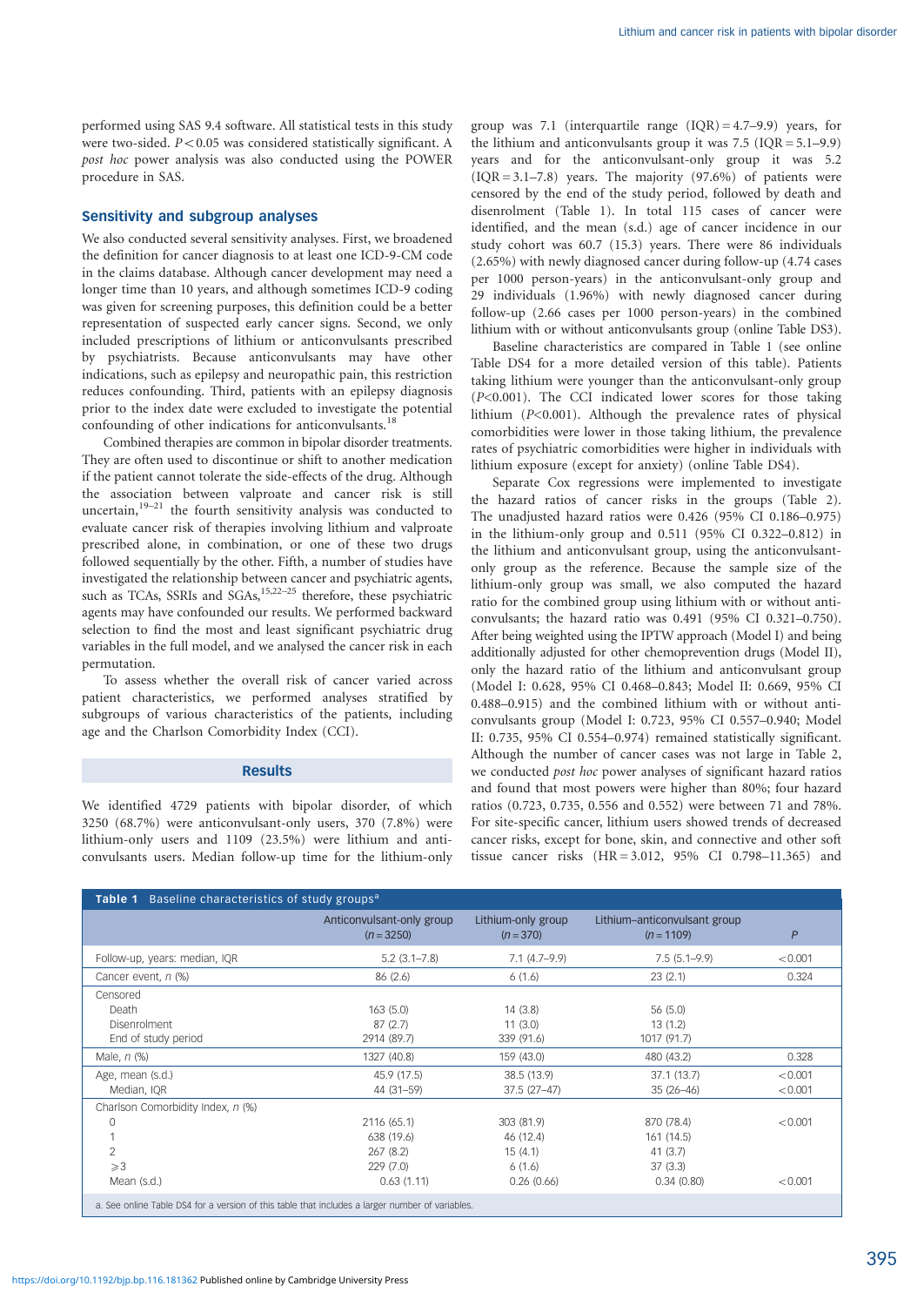performed using SAS 9.4 software. All statistical tests in this study were two-sided. $P<0.05$ was considered statistically significant. A *post hoc* power analysis was also conducted using the POWER procedure in SAS.

## Sensitivity and subgroup analyses

We also conducted several sensitivity analyses. First, we broadened the definition for cancer diagnosis to at least one ICD-9-CM code in the claims database. Although cancer development may need a longer time than 10 years, and although sometimes ICD-9 coding was given for screening purposes, this definition could be a better representation of suspected early cancer signs. Second, we only included prescriptions of lithium or anticonvulsants prescribed by psychiatrists. Because anticonvulsants may have other indications, such as epilepsy and neuropathic pain, this restriction reduces confounding. Third, patients with an epilepsy diagnosis prior to the index date were excluded to investigate the potential confounding of other indications for anticonvulsants.[18]

Combined therapies are common in bipolar disorder treatments. They are often used to discontinue or shift to another medication if the patient cannot tolerate the side-effects of the drug. Although the association between valproate and cancer risk is still uncertain,[19–21] the fourth sensitivity analysis was conducted to evaluate cancer risk of therapies involving lithium and valproate prescribed alone, in combination, or one of these two drugs followed sequentially by the other. Fifth, a number of studies have investigated the relationship between cancer and psychiatric agents, such as TCAs, SSRIs and SGAs,[15,22–25] therefore, these psychiatric agents may have confounded our results. We performed backward selection to find the most and least significant psychiatric drug variables in the full model, and we analysed the cancer risk in each permutation.

To assess whether the overall risk of cancer varied across patient characteristics, we performed analyses stratified by subgroups of various characteristics of the patients, including age and the Charlson Comorbidity Index (CCI).

## Results

We identified 4729 patients with bipolar disorder, of which 3250 (68.7%) were anticonvulsant-only users, 370 (7.8%) were lithium-only users and 1109 (23.5%) were lithium and anticonvulsants users. Median follow-up time for the lithium-only group was 7.1 (interquartile range (IQR) = 4.7–9.9) years, for the lithium and anticonvulsants group it was 7.5 (IQR = 5.1–9.9) years and for the anticonvulsant-only group it was 5.2 (IQR = 3.1–7.8) years. The majority (97.6%) of patients were censored by the end of the study period, followed by death and disenrolment (Table 1). In total 115 cases of cancer were identified, and the mean (s.d.) age of cancer incidence in our study cohort was 60.7 (15.3) years. There were 86 individuals (2.65%) with newly diagnosed cancer during follow-up (4.74 cases per 1000 person-years) in the anticonvulsant-only group and 29 individuals (1.96%) with newly diagnosed cancer during follow-up (2.66 cases per 1000 person-years) in the combined lithium with or without anticonvulsants group (online Table DS3).

Baseline characteristics are compared in Table 1 (see online Table DS4 for a more detailed version of this table). Patients taking lithium were younger than the anticonvulsant-only group ($P<0.001$). The CCI indicated lower scores for those taking lithium ($P<0.001$). Although the prevalence rates of physical comorbidities were lower in those taking lithium, the prevalence rates of psychiatric comorbidities were higher in individuals with lithium exposure (except for anxiety) (online Table DS4).

Separate Cox regressions were implemented to investigate the hazard ratios of cancer risks in the groups (Table 2). The unadjusted hazard ratios were 0.426 (95% CI 0.186–0.975) in the lithium-only group and 0.511 (95% CI 0.322–0.812) in the lithium and anticonvulsant group, using the anticonvulsant-only group as the reference. Because the sample size of the lithium-only group was small, we also computed the hazard ratio for the combined group using lithium with or without anticonvulsants; the hazard ratio was 0.491 (95% CI 0.321–0.750). After being weighted using the IPTW approach (Model I) and being additionally adjusted for other chemoprevention drugs (Model II), only the hazard ratio of the lithium and anticonvulsant group (Model I: 0.628, 95% CI 0.468–0.843; Model II: 0.669, 95% CI 0.488–0.915) and the combined lithium with or without anticonvulsants group (Model I: 0.723, 95% CI 0.557–0.940; Model II: 0.735, 95% CI 0.554–0.974) remained statistically significant. Although the number of cancer cases was not large in Table 2, we conducted *post hoc* power analyses of significant hazard ratios and found that most powers were higher than 80%; four hazard ratios (0.723, 0.735, 0.556 and 0.552) were between 71 and 78%. For site-specific cancer, lithium users showed trends of decreased cancer risks, except for bone, skin, and connective and other soft tissue cancer risks (HR = 3.012, 95% CI 0.798–11.365) and

**Table 1** Baseline characteristics of study groups[a]

| | Anticonvulsant-only group ($n=3250$) | Lithium-only group ($n=370$) | Lithium–anticonvulsant group ($n=1109$) | $P$ |
|---|---|---|---|---|
| Follow-up, years: median, IQR | 5.2 (3.1–7.8) | 7.1 (4.7–9.9) | 7.5 (5.1–9.9) | <0.001 |
| Cancer event, $n$ (%) | 86 (2.6) | 6 (1.6) | 23 (2.1) | 0.324 |
| Censored | | | | |
| Death | 163 (5.0) | 14 (3.8) | 56 (5.0) | |
| Disenrolment | 87 (2.7) | 11 (3.0) | 13 (1.2) | |
| End of study period | 2914 (89.7) | 339 (91.6) | 1017 (91.7) | |
| Male, $n$ (%) | 1327 (40.8) | 159 (43.0) | 480 (43.2) | 0.328 |
| Age, mean (s.d.) | 45.9 (17.5) | 38.5 (13.9) | 37.1 (13.7) | <0.001 |
| Median, IQR | 44 (31–59) | 37.5 (27–47) | 35 (26–46) | <0.001 |
| Charlson Comorbidity Index, $n$ (%) | | | | |
| 0 | 2116 (65.1) | 303 (81.9) | 870 (78.4) | <0.001 |
| 1 | 638 (19.6) | 46 (12.4) | 161 (14.5) | |
| 2 | 267 (8.2) | 15 (4.1) | 41 (3.7) | |
| $\geqslant 3$ | 229 (7.0) | 6 (1.6) | 37 (3.3) | |
| Mean (s.d.) | 0.63 (1.11) | 0.26 (0.66) | 0.34 (0.80) | <0.001 |

a. See online Table DS4 for a version of this table that includes a larger number of variables.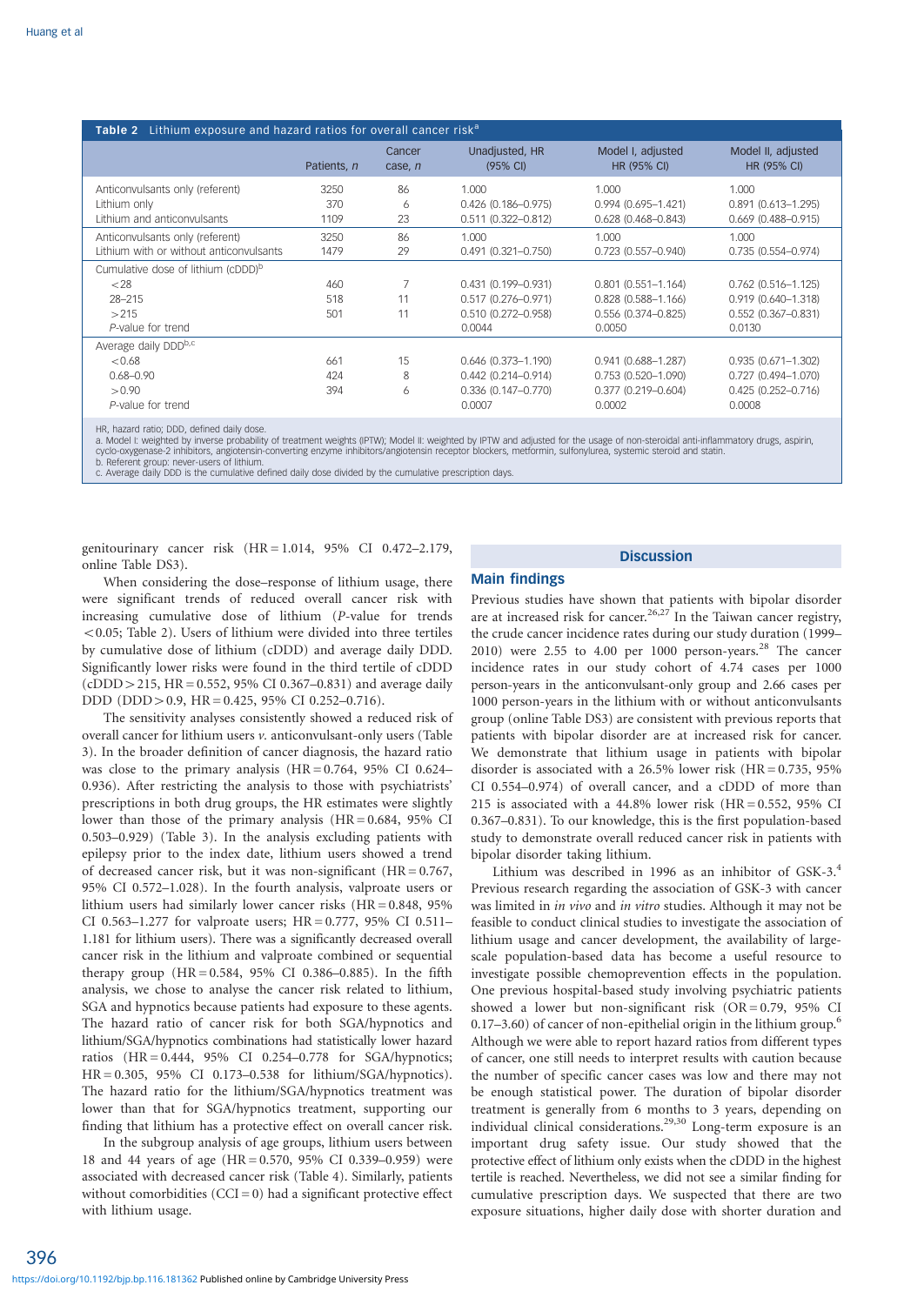**Table 2** Lithium exposure and hazard ratios for overall cancer risk[a]

| | Patients, *n* | Cancer case, *n* | Unadjusted, HR (95% CI) | Model I, adjusted HR (95% CI) | Model II, adjusted HR (95% CI) |
|---|---|---|---|---|---|
| Anticonvulsants only (referent) | 3250 | 86 | 1.000 | 1.000 | 1.000 |
| Lithium only | 370 | 6 | 0.426 (0.186–0.975) | 0.994 (0.695–1.421) | 0.891 (0.613–1.295) |
| Lithium and anticonvulsants | 1109 | 23 | 0.511 (0.322–0.812) | 0.628 (0.468–0.843) | 0.669 (0.488–0.915) |
| Anticonvulsants only (referent) | 3250 | 86 | 1.000 | 1.000 | 1.000 |
| Lithium with or without anticonvulsants | 1479 | 29 | 0.491 (0.321–0.750) | 0.723 (0.557–0.940) | 0.735 (0.554–0.974) |
| Cumulative dose of lithium (cDDD)[b] | | | | | |
| <28 | 460 | 7 | 0.431 (0.199–0.931) | 0.801 (0.551–1.164) | 0.762 (0.516–1.125) |
| 28–215 | 518 | 11 | 0.517 (0.276–0.971) | 0.828 (0.588–1.166) | 0.919 (0.640–1.318) |
| >215 | 501 | 11 | 0.510 (0.272–0.958) | 0.556 (0.374–0.825) | 0.552 (0.367–0.831) |
| *P*-value for trend | | | 0.0044 | 0.0050 | 0.0130 |
| Average daily DDD[b,c] | | | | | |
| <0.68 | 661 | 15 | 0.646 (0.373–1.190) | 0.941 (0.688–1.287) | 0.935 (0.671–1.302) |
| 0.68–0.90 | 424 | 8 | 0.442 (0.214–0.914) | 0.753 (0.520–1.090) | 0.727 (0.494–1.070) |
| >0.90 | 394 | 6 | 0.336 (0.147–0.770) | 0.377 (0.219–0.604) | 0.425 (0.252–0.716) |
| *P*-value for trend | | | 0.0007 | 0.0002 | 0.0008 |

HR, hazard ratio; DDD, defined daily dose.
a. Model I: weighted by inverse probability of treatment weights (IPTW); Model II: weighted by IPTW and adjusted for the usage of non-steroidal anti-inflammatory drugs, aspirin, cyclo-oxygenase-2 inhibitors, angiotensin-converting enzyme inhibitors/angiotensin receptor blockers, metformin, sulfonylurea, systemic steroid and statin.
b. Referent group: never-users of lithium.
c. Average daily DDD is the cumulative defined daily dose divided by the cumulative prescription days.

genitourinary cancer risk (HR = 1.014, 95% CI 0.472–2.179, online Table DS3).

When considering the dose–response of lithium usage, there were significant trends of reduced overall cancer risk with increasing cumulative dose of lithium (*P*-value for trends <0.05; Table 2). Users of lithium were divided into three tertiles by cumulative dose of lithium (cDDD) and average daily DDD. Significantly lower risks were found in the third tertile of cDDD (cDDD > 215, HR = 0.552, 95% CI 0.367–0.831) and average daily DDD (DDD > 0.9, HR = 0.425, 95% CI 0.252–0.716).

The sensitivity analyses consistently showed a reduced risk of overall cancer for lithium users *v.* anticonvulsant-only users (Table 3). In the broader definition of cancer diagnosis, the hazard ratio was close to the primary analysis (HR = 0.764, 95% CI 0.624–0.936). After restricting the analysis to those with psychiatrists' prescriptions in both drug groups, the HR estimates were slightly lower than those of the primary analysis (HR = 0.684, 95% CI 0.503–0.929) (Table 3). In the analysis excluding patients with epilepsy prior to the index date, lithium users showed a trend of decreased cancer risk, but it was non-significant (HR = 0.767, 95% CI 0.572–1.028). In the fourth analysis, valproate users or lithium users had similarly lower cancer risks (HR = 0.848, 95% CI 0.563–1.277 for valproate users; HR = 0.777, 95% CI 0.511–1.181 for lithium users). There was a significantly decreased overall cancer risk in the lithium and valproate combined or sequential therapy group (HR = 0.584, 95% CI 0.386–0.885). In the fifth analysis, we chose to analyse the cancer risk related to lithium, SGA and hypnotics because patients had exposure to these agents. The hazard ratio of cancer risk for both SGA/hypnotics and lithium/SGA/hypnotics combinations had statistically lower hazard ratios (HR = 0.444, 95% CI 0.254–0.778 for SGA/hypnotics; HR = 0.305, 95% CI 0.173–0.538 for lithium/SGA/hypnotics). The hazard ratio for the lithium/SGA/hypnotics treatment was lower than that for SGA/hypnotics treatment, supporting our finding that lithium has a protective effect on overall cancer risk.

In the subgroup analysis of age groups, lithium users between 18 and 44 years of age (HR = 0.570, 95% CI 0.339–0.959) were associated with decreased cancer risk (Table 4). Similarly, patients without comorbidities (CCI = 0) had a significant protective effect with lithium usage.

## Discussion

### Main findings

Previous studies have shown that patients with bipolar disorder are at increased risk for cancer.[26,27] In the Taiwan cancer registry, the crude cancer incidence rates during our study duration (1999–2010) were 2.55 to 4.00 per 1000 person-years.[28] The cancer incidence rates in our study cohort of 4.74 cases per 1000 person-years in the anticonvulsant-only group and 2.66 cases per 1000 person-years in the lithium with or without anticonvulsants group (online Table DS3) are consistent with previous reports that patients with bipolar disorder are at increased risk for cancer. We demonstrate that lithium usage in patients with bipolar disorder is associated with a 26.5% lower risk (HR = 0.735, 95% CI 0.554–0.974) of overall cancer, and a cDDD of more than 215 is associated with a 44.8% lower risk (HR = 0.552, 95% CI 0.367–0.831). To our knowledge, this is the first population-based study to demonstrate overall reduced cancer risk in patients with bipolar disorder taking lithium.

Lithium was described in 1996 as an inhibitor of GSK-3.[4] Previous research regarding the association of GSK-3 with cancer was limited in *in vivo* and *in vitro* studies. Although it may not be feasible to conduct clinical studies to investigate the association of lithium usage and cancer development, the availability of large-scale population-based data has become a useful resource to investigate possible chemoprevention effects in the population. One previous hospital-based study involving psychiatric patients showed a lower but non-significant risk (OR = 0.79, 95% CI 0.17–3.60) of cancer of non-epithelial origin in the lithium group.[6] Although we were able to report hazard ratios from different types of cancer, one still needs to interpret results with caution because the number of specific cancer cases was low and there may not be enough statistical power. The duration of bipolar disorder treatment is generally from 6 months to 3 years, depending on individual clinical considerations.[29,30] Long-term exposure is an important drug safety issue. Our study showed that the protective effect of lithium only exists when the cDDD in the highest tertile is reached. Nevertheless, we did not see a similar finding for cumulative prescription days. We suspected that there are two exposure situations, higher daily dose with shorter duration and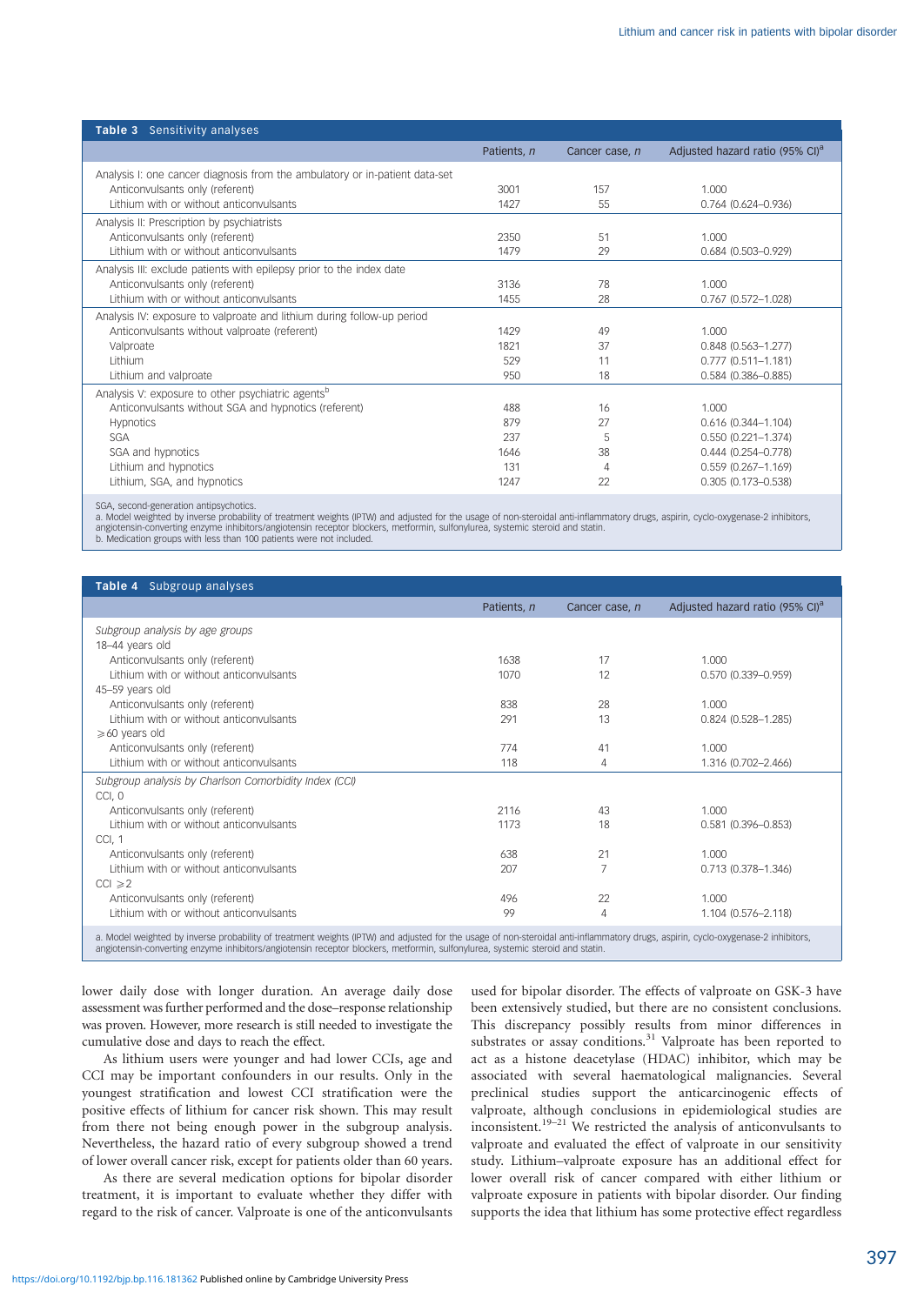**Table 3** Sensitivity analyses

| | Patients, *n* | Cancer case, *n* | Adjusted hazard ratio (95% CI)[a] |
|---|---|---|---|
| Analysis I: one cancer diagnosis from the ambulatory or in-patient data-set | | | |
| Anticonvulsants only (referent) | 3001 | 157 | 1.000 |
| Lithium with or without anticonvulsants | 1427 | 55 | 0.764 (0.624–0.936) |
| Analysis II: Prescription by psychiatrists | | | |
| Anticonvulsants only (referent) | 2350 | 51 | 1.000 |
| Lithium with or without anticonvulsants | 1479 | 29 | 0.684 (0.503–0.929) |
| Analysis III: exclude patients with epilepsy prior to the index date | | | |
| Anticonvulsants only (referent) | 3136 | 78 | 1.000 |
| Lithium with or without anticonvulsants | 1455 | 28 | 0.767 (0.572–1.028) |
| Analysis IV: exposure to valproate and lithium during follow-up period | | | |
| Anticonvulsants without valproate (referent) | 1429 | 49 | 1.000 |
| Valproate | 1821 | 37 | 0.848 (0.563–1.277) |
| Lithium | 529 | 11 | 0.777 (0.511–1.181) |
| Lithium and valproate | 950 | 18 | 0.584 (0.386–0.885) |
| Analysis V: exposure to other psychiatric agents[b] | | | |
| Anticonvulsants without SGA and hypnotics (referent) | 488 | 16 | 1.000 |
| Hypnotics | 879 | 27 | 0.616 (0.344–1.104) |
| SGA | 237 | 5 | 0.550 (0.221–1.374) |
| SGA and hypnotics | 1646 | 38 | 0.444 (0.254–0.778) |
| Lithium and hypnotics | 131 | 4 | 0.559 (0.267–1.169) |
| Lithium, SGA, and hypnotics | 1247 | 22 | 0.305 (0.173–0.538) |

SGA, second-generation antipsychotics.
a. Model weighted by inverse probability of treatment weights (IPTW) and adjusted for the usage of non-steroidal anti-inflammatory drugs, aspirin, cyclo-oxygenase-2 inhibitors, angiotensin-converting enzyme inhibitors/angiotensin receptor blockers, metformin, sulfonylurea, systemic steroid and statin.
b. Medication groups with less than 100 patients were not included.

**Table 4** Subgroup analyses

| | Patients, *n* | Cancer case, *n* | Adjusted hazard ratio (95% CI)[a] |
|---|---|---|---|
| *Subgroup analysis by age groups* | | | |
| 18–44 years old | | | |
| Anticonvulsants only (referent) | 1638 | 17 | 1.000 |
| Lithium with or without anticonvulsants | 1070 | 12 | 0.570 (0.339–0.959) |
| 45–59 years old | | | |
| Anticonvulsants only (referent) | 838 | 28 | 1.000 |
| Lithium with or without anticonvulsants | 291 | 13 | 0.824 (0.528–1.285) |
| ⩾60 years old | | | |
| Anticonvulsants only (referent) | 774 | 41 | 1.000 |
| Lithium with or without anticonvulsants | 118 | 4 | 1.316 (0.702–2.466) |
| *Subgroup analysis by Charlson Comorbidity Index (CCI)* | | | |
| CCI, 0 | | | |
| Anticonvulsants only (referent) | 2116 | 43 | 1.000 |
| Lithium with or without anticonvulsants | 1173 | 18 | 0.581 (0.396–0.853) |
| CCI, 1 | | | |
| Anticonvulsants only (referent) | 638 | 21 | 1.000 |
| Lithium with or without anticonvulsants | 207 | 7 | 0.713 (0.378–1.346) |
| CCI ⩾2 | | | |
| Anticonvulsants only (referent) | 496 | 22 | 1.000 |
| Lithium with or without anticonvulsants | 99 | 4 | 1.104 (0.576–2.118) |

a. Model weighted by inverse probability of treatment weights (IPTW) and adjusted for the usage of non-steroidal anti-inflammatory drugs, aspirin, cyclo-oxygenase-2 inhibitors, angiotensin-converting enzyme inhibitors/angiotensin receptor blockers, metformin, sulfonylurea, systemic steroid and statin.

lower daily dose with longer duration. An average daily dose assessment was further performed and the dose–response relationship was proven. However, more research is still needed to investigate the cumulative dose and days to reach the effect.

As lithium users were younger and had lower CCIs, age and CCI may be important confounders in our results. Only in the youngest stratification and lowest CCI stratification were the positive effects of lithium for cancer risk shown. This may result from there not being enough power in the subgroup analysis. Nevertheless, the hazard ratio of every subgroup showed a trend of lower overall cancer risk, except for patients older than 60 years.

As there are several medication options for bipolar disorder treatment, it is important to evaluate whether they differ with regard to the risk of cancer. Valproate is one of the anticonvulsants used for bipolar disorder. The effects of valproate on GSK-3 have been extensively studied, but there are no consistent conclusions. This discrepancy possibly results from minor differences in substrates or assay conditions.[31] Valproate has been reported to act as a histone deacetylase (HDAC) inhibitor, which may be associated with several haematological malignancies. Several preclinical studies support the anticarcinogenic effects of valproate, although conclusions in epidemiological studies are inconsistent.[19–21] We restricted the analysis of anticonvulsants to valproate and evaluated the effect of valproate in our sensitivity study. Lithium–valproate exposure has an additional effect for lower overall risk of cancer compared with either lithium or valproate exposure in patients with bipolar disorder. Our finding supports the idea that lithium has some protective effect regardless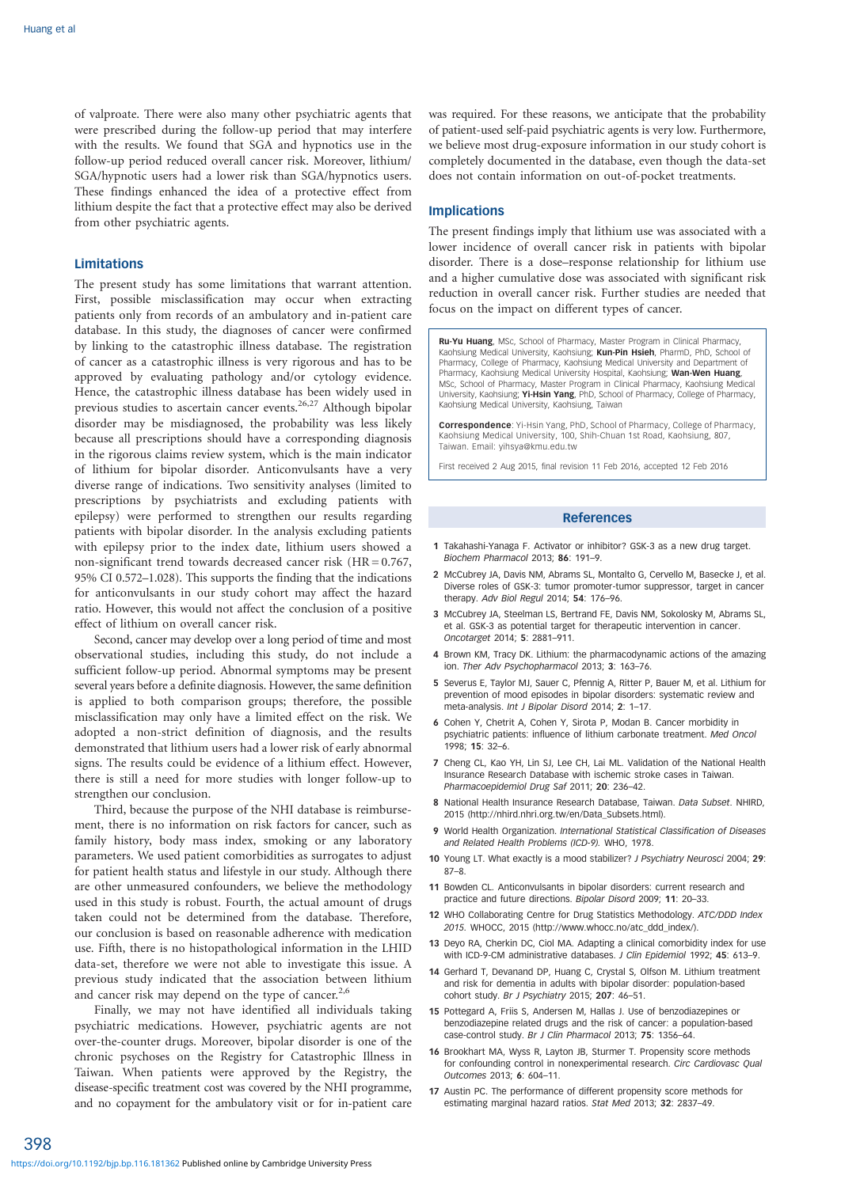of valproate. There were also many other psychiatric agents that were prescribed during the follow-up period that may interfere with the results. We found that SGA and hypnotics use in the follow-up period reduced overall cancer risk. Moreover, lithium/SGA/hypnotic users had a lower risk than SGA/hypnotics users. These findings enhanced the idea of a protective effect from lithium despite the fact that a protective effect may also be derived from other psychiatric agents.

## Limitations

The present study has some limitations that warrant attention. First, possible misclassification may occur when extracting patients only from records of an ambulatory and in-patient care database. In this study, the diagnoses of cancer were confirmed by linking to the catastrophic illness database. The registration of cancer as a catastrophic illness is very rigorous and has to be approved by evaluating pathology and/or cytology evidence. Hence, the catastrophic illness database has been widely used in previous studies to ascertain cancer events.[26,27] Although bipolar disorder may be misdiagnosed, the probability was less likely because all prescriptions should have a corresponding diagnosis in the rigorous claims review system, which is the main indicator of lithium for bipolar disorder. Anticonvulsants have a very diverse range of indications. Two sensitivity analyses (limited to prescriptions by psychiatrists and excluding patients with epilepsy) were performed to strengthen our results regarding patients with bipolar disorder. In the analysis excluding patients with epilepsy prior to the index date, lithium users showed a non-significant trend towards decreased cancer risk (HR = 0.767, 95% CI 0.572–1.028). This supports the finding that the indications for anticonvulsants in our study cohort may affect the hazard ratio. However, this would not affect the conclusion of a positive effect of lithium on overall cancer risk.

Second, cancer may develop over a long period of time and most observational studies, including this study, do not include a sufficient follow-up period. Abnormal symptoms may be present several years before a definite diagnosis. However, the same definition is applied to both comparison groups; therefore, the possible misclassification may only have a limited effect on the risk. We adopted a non-strict definition of diagnosis, and the results demonstrated that lithium users had a lower risk of early abnormal signs. The results could be evidence of a lithium effect. However, there is still a need for more studies with longer follow-up to strengthen our conclusion.

Third, because the purpose of the NHI database is reimbursement, there is no information on risk factors for cancer, such as family history, body mass index, smoking or any laboratory parameters. We used patient comorbidities as surrogates to adjust for patient health status and lifestyle in our study. Although there are other unmeasured confounders, we believe the methodology used in this study is robust. Fourth, the actual amount of drugs taken could not be determined from the database. Therefore, our conclusion is based on reasonable adherence with medication use. Fifth, there is no histopathological information in the LHID data-set, therefore we were not able to investigate this issue. A previous study indicated that the association between lithium and cancer risk may depend on the type of cancer.[2,6]

Finally, we may not have identified all individuals taking psychiatric medications. However, psychiatric agents are not over-the-counter drugs. Moreover, bipolar disorder is one of the chronic psychoses on the Registry for Catastrophic Illness in Taiwan. When patients were approved by the Registry, the disease-specific treatment cost was covered by the NHI programme, and no copayment for the ambulatory visit or for in-patient care was required. For these reasons, we anticipate that the probability of patient-used self-paid psychiatric agents is very low. Furthermore, we believe most drug-exposure information in our study cohort is completely documented in the database, even though the data-set does not contain information on out-of-pocket treatments.

## Implications

The present findings imply that lithium use was associated with a lower incidence of overall cancer risk in patients with bipolar disorder. There is a dose–response relationship for lithium use and a higher cumulative dose was associated with significant risk reduction in overall cancer risk. Further studies are needed that focus on the impact on different types of cancer.

**Ru-Yu Huang**, MSc, School of Pharmacy, Master Program in Clinical Pharmacy, Kaohsiung Medical University, Kaohsiung; **Kun-Pin Hsieh**, PharmD, PhD, School of Pharmacy, College of Pharmacy, Kaohsiung Medical University and Department of Pharmacy, Kaohsiung Medical University Hospital, Kaohsiung; **Wan-Wen Huang**, MSc, School of Pharmacy, Master Program in Clinical Pharmacy, Kaohsiung Medical University, Kaohsiung; **Yi-Hsin Yang**, PhD, School of Pharmacy, College of Pharmacy, Kaohsiung Medical University, Kaohsiung, Taiwan

**Correspondence**: Yi-Hsin Yang, PhD, School of Pharmacy, College of Pharmacy, Kaohsiung Medical University, 100, Shih-Chuan 1st Road, Kaohsiung, 807, Taiwan. Email: yihsya@kmu.edu.tw

First received 2 Aug 2015, final revision 11 Feb 2016, accepted 12 Feb 2016

## References

1. Takahashi-Yanaga F. Activator or inhibitor? GSK-3 as a new drug target. *Biochem Pharmacol* 2013; **86**: 191–9.
2. McCubrey JA, Davis NM, Abrams SL, Montalto G, Cervello M, Basecke J, et al. Diverse roles of GSK-3: tumor promoter-tumor suppressor, target in cancer therapy. *Adv Biol Regul* 2014; **54**: 176–96.
3. McCubrey JA, Steelman LS, Bertrand FE, Davis NM, Sokolosky M, Abrams SL, et al. GSK-3 as potential target for therapeutic intervention in cancer. *Oncotarget* 2014; **5**: 2881–911.
4. Brown KM, Tracy DK. Lithium: the pharmacodynamic actions of the amazing ion. *Ther Adv Psychopharmacol* 2013; **3**: 163–76.
5. Severus E, Taylor MJ, Sauer C, Pfennig A, Ritter P, Bauer M, et al. Lithium for prevention of mood episodes in bipolar disorders: systematic review and meta-analysis. *Int J Bipolar Disord* 2014; **2**: 1–17.
6. Cohen Y, Chetrit A, Cohen Y, Sirota P, Modan B. Cancer morbidity in psychiatric patients: influence of lithium carbonate treatment. *Med Oncol* 1998; **15**: 32–6.
7. Cheng CL, Kao YH, Lin SJ, Lee CH, Lai ML. Validation of the National Health Insurance Research Database with ischemic stroke cases in Taiwan. *Pharmacoepidemiol Drug Saf* 2011; **20**: 236–42.
8. National Health Insurance Research Database, Taiwan. *Data Subset*. NHIRD, 2015 (http://nhird.nhri.org.tw/en/Data_Subsets.html).
9. World Health Organization. *International Statistical Classification of Diseases and Related Health Problems (ICD-9)*. WHO, 1978.
10. Young LT. What exactly is a mood stabilizer? *J Psychiatry Neurosci* 2004; **29**: 87–8.
11. Bowden CL. Anticonvulsants in bipolar disorders: current research and practice and future directions. *Bipolar Disord* 2009; **11**: 20–33.
12. WHO Collaborating Centre for Drug Statistics Methodology. *ATC/DDD Index 2015*. WHOCC, 2015 (http://www.whocc.no/atc_ddd_index/).
13. Deyo RA, Cherkin DC, Ciol MA. Adapting a clinical comorbidity index for use with ICD-9-CM administrative databases. *J Clin Epidemiol* 1992; **45**: 613–9.
14. Gerhard T, Devanand DP, Huang C, Crystal S, Olfson M. Lithium treatment and risk for dementia in adults with bipolar disorder: population-based cohort study. *Br J Psychiatry* 2015; **207**: 46–51.
15. Pottegard A, Friis S, Andersen M, Hallas J. Use of benzodiazepines or benzodiazepine related drugs and the risk of cancer: a population-based case-control study. *Br J Clin Pharmacol* 2013; **75**: 1356–64.
16. Brookhart MA, Wyss R, Layton JB, Sturmer T. Propensity score methods for confounding control in nonexperimental research. *Circ Cardiovasc Qual Outcomes* 2013; **6**: 604–11.
17. Austin PC. The performance of different propensity score methods for estimating marginal hazard ratios. *Stat Med* 2013; **32**: 2837–49.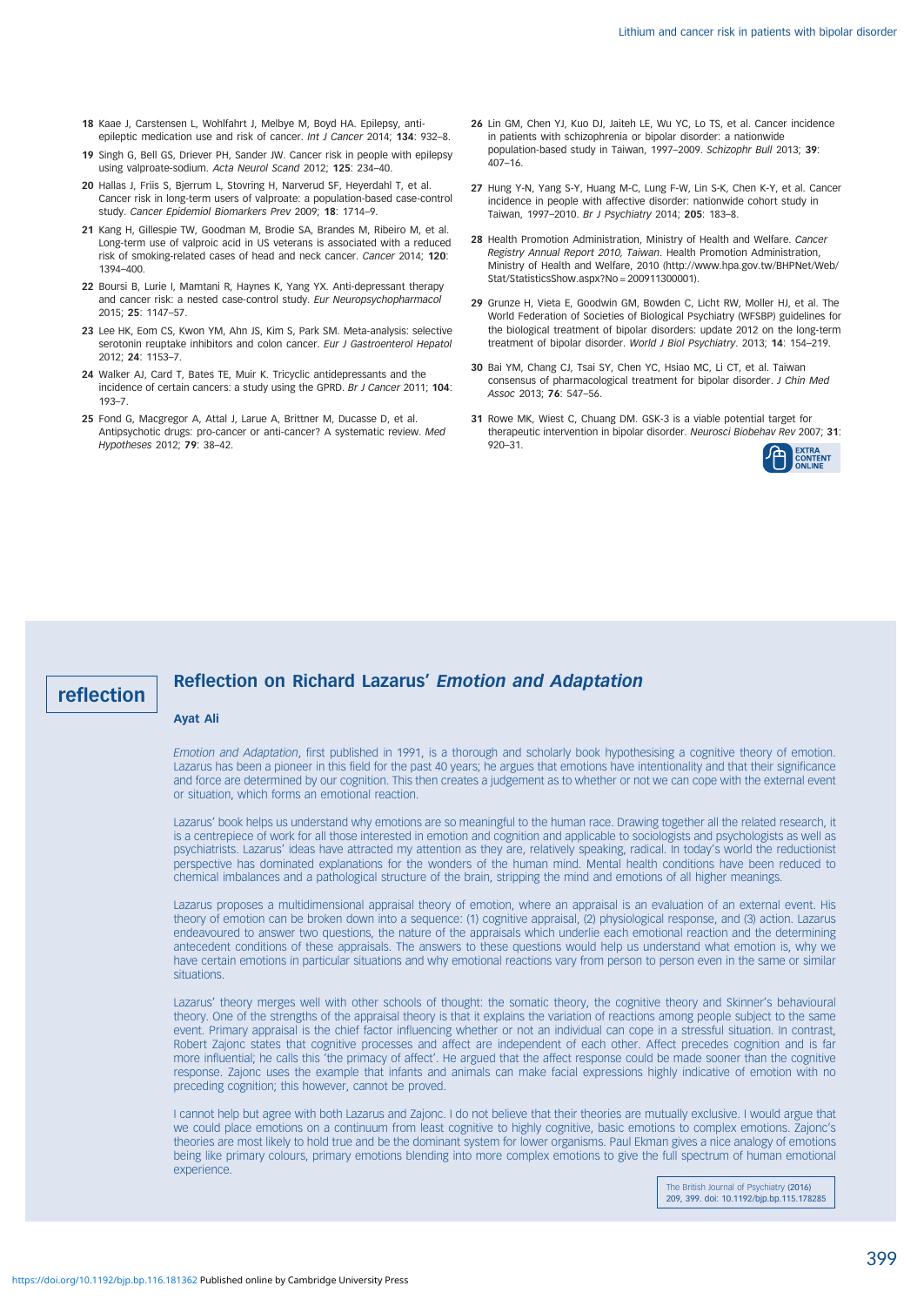18 Kaae J, Carstensen L, Wohlfahrt J, Melbye M, Boyd HA. Epilepsy, anti-epileptic medication use and risk of cancer. *Int J Cancer* 2014; **134**: 932–8.

19 Singh G, Bell GS, Driever PH, Sander JW. Cancer risk in people with epilepsy using valproate-sodium. *Acta Neurol Scand* 2012; **125**: 234–40.

20 Hallas J, Friis S, Bjerrum L, Stovring H, Narverud SF, Heyerdahl T, et al. Cancer risk in long-term users of valproate: a population-based case-control study. *Cancer Epidemiol Biomarkers Prev* 2009; **18**: 1714–9.

21 Kang H, Gillespie TW, Goodman M, Brodie SA, Brandes M, Ribeiro M, et al. Long-term use of valproic acid in US veterans is associated with a reduced risk of smoking-related cases of head and neck cancer. *Cancer* 2014; **120**: 1394–400.

22 Boursi B, Lurie I, Mamtani R, Haynes K, Yang YX. Anti-depressant therapy and cancer risk: a nested case-control study. *Eur Neuropsychopharmacol* 2015; **25**: 1147–57.

23 Lee HK, Eom CS, Kwon YM, Ahn JS, Kim S, Park SM. Meta-analysis: selective serotonin reuptake inhibitors and colon cancer. *Eur J Gastroenterol Hepatol* 2012; **24**: 1153–7.

24 Walker AJ, Card T, Bates TE, Muir K. Tricyclic antidepressants and the incidence of certain cancers: a study using the GPRD. *Br J Cancer* 2011; **104**: 193–7.

25 Fond G, Macgregor A, Attal J, Larue A, Brittner M, Ducasse D, et al. Antipsychotic drugs: pro-cancer or anti-cancer? A systematic review. *Med Hypotheses* 2012; **79**: 38–42.

26 Lin GM, Chen YJ, Kuo DJ, Jaiteh LE, Wu YC, Lo TS, et al. Cancer incidence in patients with schizophrenia or bipolar disorder: a nationwide population-based study in Taiwan, 1997–2009. *Schizophr Bull* 2013; **39**: 407–16.

27 Hung Y-N, Yang S-Y, Huang M-C, Lung F-W, Lin S-K, Chen K-Y, et al. Cancer incidence in people with affective disorder: nationwide cohort study in Taiwan, 1997–2010. *Br J Psychiatry* 2014; **205**: 183–8.

28 Health Promotion Administration, Ministry of Health and Welfare. *Cancer Registry Annual Report 2010, Taiwan*. Health Promotion Administration, Ministry of Health and Welfare, 2010 (http://www.hpa.gov.tw/BHPNet/Web/Stat/StatisticsShow.aspx?No=200911300001).

29 Grunze H, Vieta E, Goodwin GM, Bowden C, Licht RW, Moller HJ, et al. The World Federation of Societies of Biological Psychiatry (WFSBP) guidelines for the biological treatment of bipolar disorders: update 2012 on the long-term treatment of bipolar disorder. *World J Biol Psychiatry*. 2013; **14**: 154–219.

30 Bai YM, Chang CJ, Tsai SY, Chen YC, Hsiao MC, Li CT, et al. Taiwan consensus of pharmacological treatment for bipolar disorder. *J Chin Med Assoc* 2013; **76**: 547–56.

31 Rowe MK, Wiest C, Chuang DM. GSK-3 is a viable potential target for therapeutic intervention in bipolar disorder. *Neurosci Biobehav Rev* 2007; **31**: 920–31.

EXTRA CONTENT ONLINE

reflection

## Reflection on Richard Lazarus' *Emotion and Adaptation*

**Ayat Ali**

*Emotion and Adaptation*, first published in 1991, is a thorough and scholarly book hypothesising a cognitive theory of emotion. Lazarus has been a pioneer in this field for the past 40 years; he argues that emotions have intentionality and that their significance and force are determined by our cognition. This then creates a judgement as to whether or not we can cope with the external event or situation, which forms an emotional reaction.

Lazarus' book helps us understand why emotions are so meaningful to the human race. Drawing together all the related research, it is a centrepiece of work for all those interested in emotion and cognition and applicable to sociologists and psychologists as well as psychiatrists. Lazarus' ideas have attracted my attention as they are, relatively speaking, radical. In today's world the reductionist perspective has dominated explanations for the wonders of the human mind. Mental health conditions have been reduced to chemical imbalances and a pathological structure of the brain, stripping the mind and emotions of all higher meanings.

Lazarus proposes a multidimensional appraisal theory of emotion, where an appraisal is an evaluation of an external event. His theory of emotion can be broken down into a sequence: (1) cognitive appraisal, (2) physiological response, and (3) action. Lazarus endeavoured to answer two questions, the nature of the appraisals which underlie each emotional reaction and the determining antecedent conditions of these appraisals. The answers to these questions would help us understand what emotion is, why we have certain emotions in particular situations and why emotional reactions vary from person to person even in the same or similar situations.

Lazarus' theory merges well with other schools of thought: the somatic theory, the cognitive theory and Skinner's behavioural theory. One of the strengths of the appraisal theory is that it explains the variation of reactions among people subject to the same event. Primary appraisal is the chief factor influencing whether or not an individual can cope in a stressful situation. In contrast, Robert Zajonc states that cognitive processes and affect are independent of each other. Affect precedes cognition and is far more influential; he calls this 'the primacy of affect'. He argued that the affect response could be made sooner than the cognitive response. Zajonc uses the example that infants and animals can make facial expressions highly indicative of emotion with no preceding cognition; this however, cannot be proved.

I cannot help but agree with both Lazarus and Zajonc. I do not believe that their theories are mutually exclusive. I would argue that we could place emotions on a continuum from least cognitive to highly cognitive, basic emotions to complex emotions. Zajonc's theories are most likely to hold true and be the dominant system for lower organisms. Paul Ekman gives a nice analogy of emotions being like primary colours, primary emotions blending into more complex emotions to give the full spectrum of human emotional experience.

The British Journal of Psychiatry (2016) 209, 399. doi: 10.1192/bjp.bp.115.178285